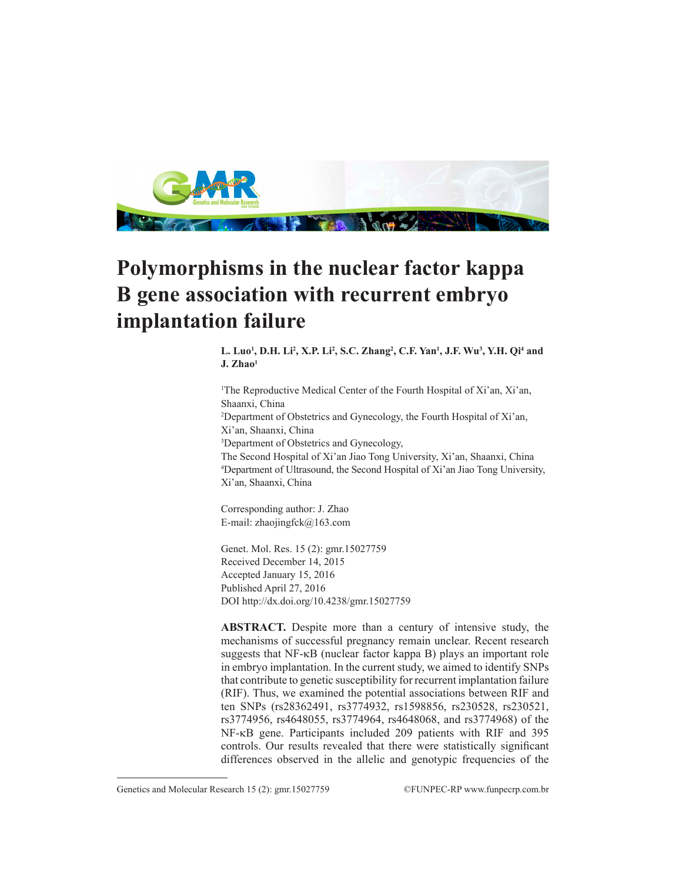# Polymorphisms in the nuclear factor kappa B gene association with recurrent embryo implantation failure

**L. Luo[1], D.H. Li[2], X.P. Li[2], S.C. Zhang[2], C.F. Yan[1], J.F. Wu[3], Y.H. Qi[4] and J. Zhao[1]**

[1]The Reproductive Medical Center of the Fourth Hospital of Xi'an, Xi'an, Shaanxi, China
[2]Department of Obstetrics and Gynecology, the Fourth Hospital of Xi'an, Xi'an, Shaanxi, China
[3]Department of Obstetrics and Gynecology, The Second Hospital of Xi'an Jiao Tong University, Xi'an, Shaanxi, China
[4]Department of Ultrasound, the Second Hospital of Xi'an Jiao Tong University, Xi'an, Shaanxi, China

Corresponding author: J. Zhao
E-mail: zhaojingfck@163.com

Genet. Mol. Res. 15 (2): gmr.15027759
Received December 14, 2015
Accepted January 15, 2016
Published April 27, 2016
DOI http://dx.doi.org/10.4238/gmr.15027759

**ABSTRACT.** Despite more than a century of intensive study, the mechanisms of successful pregnancy remain unclear. Recent research suggests that NF-κB (nuclear factor kappa B) plays an important role in embryo implantation. In the current study, we aimed to identify SNPs that contribute to genetic susceptibility for recurrent implantation failure (RIF). Thus, we examined the potential associations between RIF and ten SNPs (rs28362491, rs3774932, rs1598856, rs230528, rs230521, rs3774956, rs4648055, rs3774964, rs4648068, and rs3774968) of the NF-κB gene. Participants included 209 patients with RIF and 395 controls. Our results revealed that there were statistically significant differences observed in the allelic and genotypic frequencies of the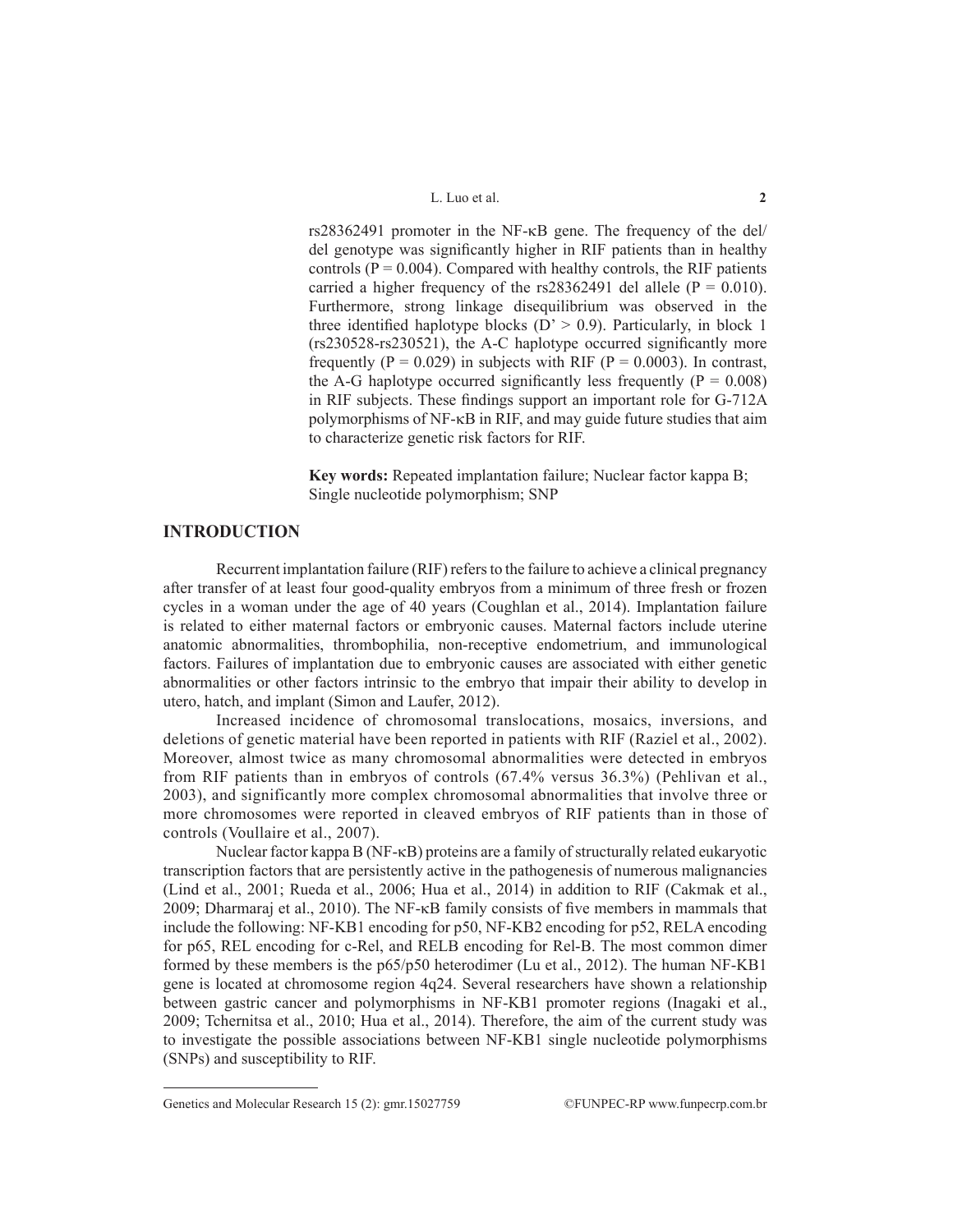rs28362491 promoter in the NF-κB gene. The frequency of the del/del genotype was significantly higher in RIF patients than in healthy controls ($P = 0.004$). Compared with healthy controls, the RIF patients carried a higher frequency of the rs28362491 del allele ($P = 0.010$). Furthermore, strong linkage disequilibrium was observed in the three identified haplotype blocks ($D' > 0.9$). Particularly, in block 1 (rs230528-rs230521), the A-C haplotype occurred significantly more frequently ($P = 0.029$) in subjects with RIF ($P = 0.0003$). In contrast, the A-G haplotype occurred significantly less frequently ($P = 0.008$) in RIF subjects. These findings support an important role for G-712A polymorphisms of NF-κB in RIF, and may guide future studies that aim to characterize genetic risk factors for RIF.

**Key words:** Repeated implantation failure; Nuclear factor kappa B; Single nucleotide polymorphism; SNP

## INTRODUCTION

Recurrent implantation failure (RIF) refers to the failure to achieve a clinical pregnancy after transfer of at least four good-quality embryos from a minimum of three fresh or frozen cycles in a woman under the age of 40 years (Coughlan et al., 2014). Implantation failure is related to either maternal factors or embryonic causes. Maternal factors include uterine anatomic abnormalities, thrombophilia, non-receptive endometrium, and immunological factors. Failures of implantation due to embryonic causes are associated with either genetic abnormalities or other factors intrinsic to the embryo that impair their ability to develop in utero, hatch, and implant (Simon and Laufer, 2012).

Increased incidence of chromosomal translocations, mosaics, inversions, and deletions of genetic material have been reported in patients with RIF (Raziel et al., 2002). Moreover, almost twice as many chromosomal abnormalities were detected in embryos from RIF patients than in embryos of controls (67.4% versus 36.3%) (Pehlivan et al., 2003), and significantly more complex chromosomal abnormalities that involve three or more chromosomes were reported in cleaved embryos of RIF patients than in those of controls (Voullaire et al., 2007).

Nuclear factor kappa B (NF-κB) proteins are a family of structurally related eukaryotic transcription factors that are persistently active in the pathogenesis of numerous malignancies (Lind et al., 2001; Rueda et al., 2006; Hua et al., 2014) in addition to RIF (Cakmak et al., 2009; Dharmaraj et al., 2010). The NF-κB family consists of five members in mammals that include the following: NF-KB1 encoding for p50, NF-KB2 encoding for p52, RELA encoding for p65, REL encoding for c-Rel, and RELB encoding for Rel-B. The most common dimer formed by these members is the p65/p50 heterodimer (Lu et al., 2012). The human NF-KB1 gene is located at chromosome region 4q24. Several researchers have shown a relationship between gastric cancer and polymorphisms in NF-KB1 promoter regions (Inagaki et al., 2009; Tchernitsa et al., 2010; Hua et al., 2014). Therefore, the aim of the current study was to investigate the possible associations between NF-KB1 single nucleotide polymorphisms (SNPs) and susceptibility to RIF.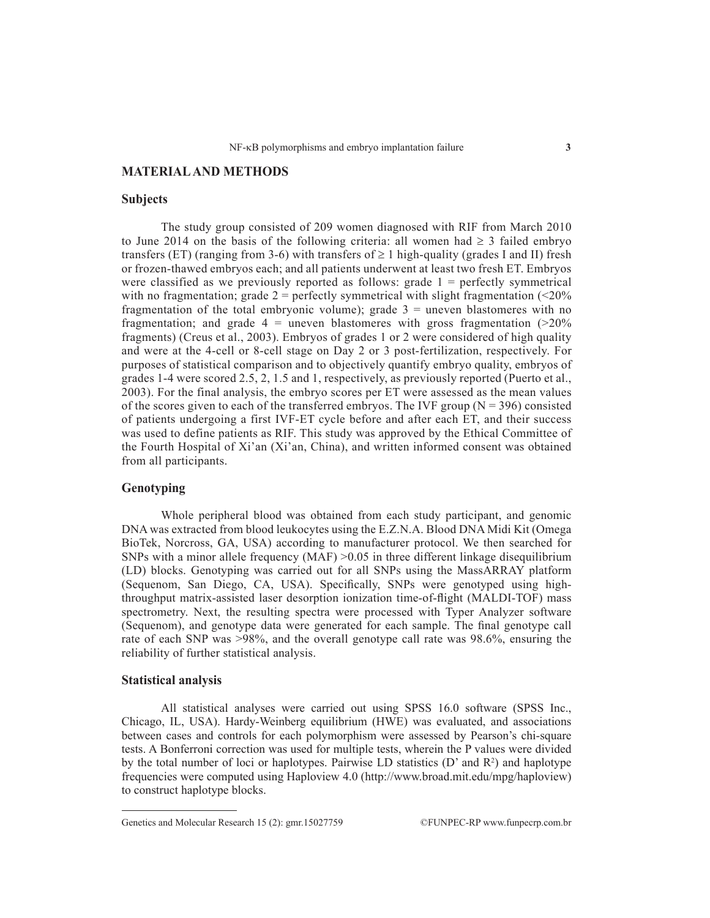## MATERIAL AND METHODS

### Subjects

The study group consisted of 209 women diagnosed with RIF from March 2010 to June 2014 on the basis of the following criteria: all women had $\geq$ 3 failed embryo transfers (ET) (ranging from 3-6) with transfers of $\geq$ 1 high-quality (grades I and II) fresh or frozen-thawed embryos each; and all patients underwent at least two fresh ET. Embryos were classified as we previously reported as follows: grade 1 = perfectly symmetrical with no fragmentation; grade 2 = perfectly symmetrical with slight fragmentation (<20% fragmentation of the total embryonic volume); grade 3 = uneven blastomeres with no fragmentation; and grade 4 = uneven blastomeres with gross fragmentation (>20% fragments) (Creus et al., 2003). Embryos of grades 1 or 2 were considered of high quality and were at the 4-cell or 8-cell stage on Day 2 or 3 post-fertilization, respectively. For purposes of statistical comparison and to objectively quantify embryo quality, embryos of grades 1-4 were scored 2.5, 2, 1.5 and 1, respectively, as previously reported (Puerto et al., 2003). For the final analysis, the embryo scores per ET were assessed as the mean values of the scores given to each of the transferred embryos. The IVF group (N = 396) consisted of patients undergoing a first IVF-ET cycle before and after each ET, and their success was used to define patients as RIF. This study was approved by the Ethical Committee of the Fourth Hospital of Xi'an (Xi'an, China), and written informed consent was obtained from all participants.

### Genotyping

Whole peripheral blood was obtained from each study participant, and genomic DNA was extracted from blood leukocytes using the E.Z.N.A. Blood DNA Midi Kit (Omega BioTek, Norcross, GA, USA) according to manufacturer protocol. We then searched for SNPs with a minor allele frequency (MAF) >0.05 in three different linkage disequilibrium (LD) blocks. Genotyping was carried out for all SNPs using the MassARRAY platform (Sequenom, San Diego, CA, USA). Specifically, SNPs were genotyped using high-throughput matrix-assisted laser desorption ionization time-of-flight (MALDI-TOF) mass spectrometry. Next, the resulting spectra were processed with Typer Analyzer software (Sequenom), and genotype data were generated for each sample. The final genotype call rate of each SNP was >98%, and the overall genotype call rate was 98.6%, ensuring the reliability of further statistical analysis.

### Statistical analysis

All statistical analyses were carried out using SPSS 16.0 software (SPSS Inc., Chicago, IL, USA). Hardy-Weinberg equilibrium (HWE) was evaluated, and associations between cases and controls for each polymorphism were assessed by Pearson's chi-square tests. A Bonferroni correction was used for multiple tests, wherein the P values were divided by the total number of loci or haplotypes. Pairwise LD statistics (D' and $R^2$) and haplotype frequencies were computed using Haploview 4.0 (http://www.broad.mit.edu/mpg/haploview) to construct haplotype blocks.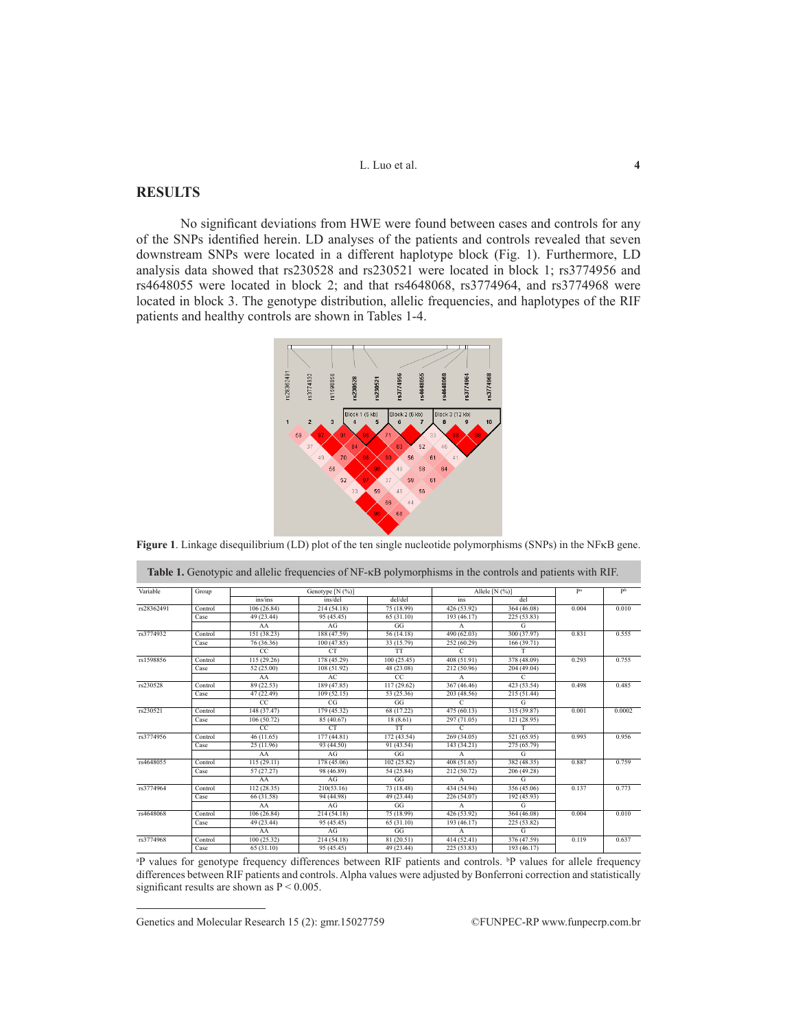## RESULTS

No significant deviations from HWE were found between cases and controls for any of the SNPs identified herein. LD analyses of the patients and controls revealed that seven downstream SNPs were located in a different haplotype block (Fig. 1). Furthermore, LD analysis data showed that rs230528 and rs230521 were located in block 1; rs3774956 and rs4648055 were located in block 2; and that rs4648068, rs3774964, and rs3774968 were located in block 3. The genotype distribution, allelic frequencies, and haplotypes of the RIF patients and healthy controls are shown in Tables 1-4.

**Figure 1**. Linkage disequilibrium (LD) plot of the ten single nucleotide polymorphisms (SNPs) in the NFκB gene.

**Table 1.** Genotypic and allelic frequencies of NF-κB polymorphisms in the controls and patients with RIF.

| Variable | Group | Genotype [N (%)] | | | Allele [N (%)] | | P[a] | P[b] |
|---|---|---|---|---|---|---|---|---|
| | | ins/ins | ins/del | del/del | ins | del | | |
| rs28362491 | Control | 106 (26.84) | 214 (54.18) | 75 (18.99) | 426 (53.92) | 364 (46.08) | 0.004 | 0.010 |
| | Case | 49 (23.44) | 95 (45.45) | 65 (31.10) | 193 (46.17) | 225 (53.83) | | |
| | | AA | AG | GG | A | G | | |
| rs3774932 | Control | 151 (38.23) | 188 (47.59) | 56 (14.18) | 490 (62.03) | 300 (37.97) | 0.831 | 0.555 |
| | Case | 76 (36.36) | 100 (47.85) | 33 (15.79) | 252 (60.29) | 166 (39.71) | | |
| | | CC | CT | TT | C | T | | |
| rs1598856 | Control | 115 (29.26) | 178 (45.29) | 100 (25.45) | 408 (51.91) | 378 (48.09) | 0.293 | 0.755 |
| | Case | 52 (25.00) | 108 (51.92) | 48 (23.08) | 212 (50.96) | 204 (49.04) | | |
| | | AA | AC | CC | A | C | | |
| rs230528 | Control | 89 (22.53) | 189 (47.85) | 117 (29.62) | 367 (46.46) | 423 (53.54) | 0.498 | 0.485 |
| | Case | 47 (22.49) | 109 (52.15) | 53 (25.36) | 203 (48.56) | 215 (51.44) | | |
| | | CC | CG | GG | C | G | | |
| rs230521 | Control | 148 (37.47) | 179 (45.32) | 68 (17.22) | 475 (60.13) | 315 (39.87) | 0.001 | 0.0002 |
| | Case | 106 (50.72) | 85 (40.67) | 18 (8.61) | 297 (71.05) | 121 (28.95) | | |
| | | CC | CT | TT | C | T | | |
| rs3774956 | Control | 46 (11.65) | 177 (44.81) | 172 (43.54) | 269 (34.05) | 521 (65.95) | 0.993 | 0.956 |
| | Case | 25 (11.96) | 93 (44.50) | 91 (43.54) | 143 (34.21) | 275 (65.79) | | |
| | | AA | AG | GG | A | G | | |
| rs4648055 | Control | 115 (29.11) | 178 (45.06) | 102 (25.82) | 408 (51.65) | 382 (48.35) | 0.887 | 0.759 |
| | Case | 57 (27.27) | 98 (46.89) | 54 (25.84) | 212 (50.72) | 206 (49.28) | | |
| | | AA | AG | GG | A | G | | |
| rs3774964 | Control | 112 (28.35) | 210(53.16) | 73 (18.48) | 434 (54.94) | 356 (45.06) | 0.137 | 0.773 |
| | Case | 66 (31.58) | 94 (44.98) | 49 (23.44) | 226 (54.07) | 192 (45.93) | | |
| | | AA | AG | GG | A | G | | |
| rs4648068 | Control | 106 (26.84) | 214 (54.18) | 75 (18.99) | 426 (53.92) | 364 (46.08) | 0.004 | 0.010 |
| | Case | 49 (23.44) | 95 (45.45) | 65 (31.10) | 193 (46.17) | 225 (53.82) | | |
| | | AA | AG | GG | A | G | | |
| rs3774968 | Control | 100 (25.32) | 214 (54.18) | 81 (20.51) | 414 (52.41) | 376 (47.59) | 0.119 | 0.637 |
| | Case | 65 (31.10) | 95 (45.45) | 49 (23.44) | 225 (53.83) | 193 (46.17) | | |

[a]P values for genotype frequency differences between RIF patients and controls. [b]P values for allele frequency differences between RIF patients and controls. Alpha values were adjusted by Bonferroni correction and statistically significant results are shown as $P < 0.005$.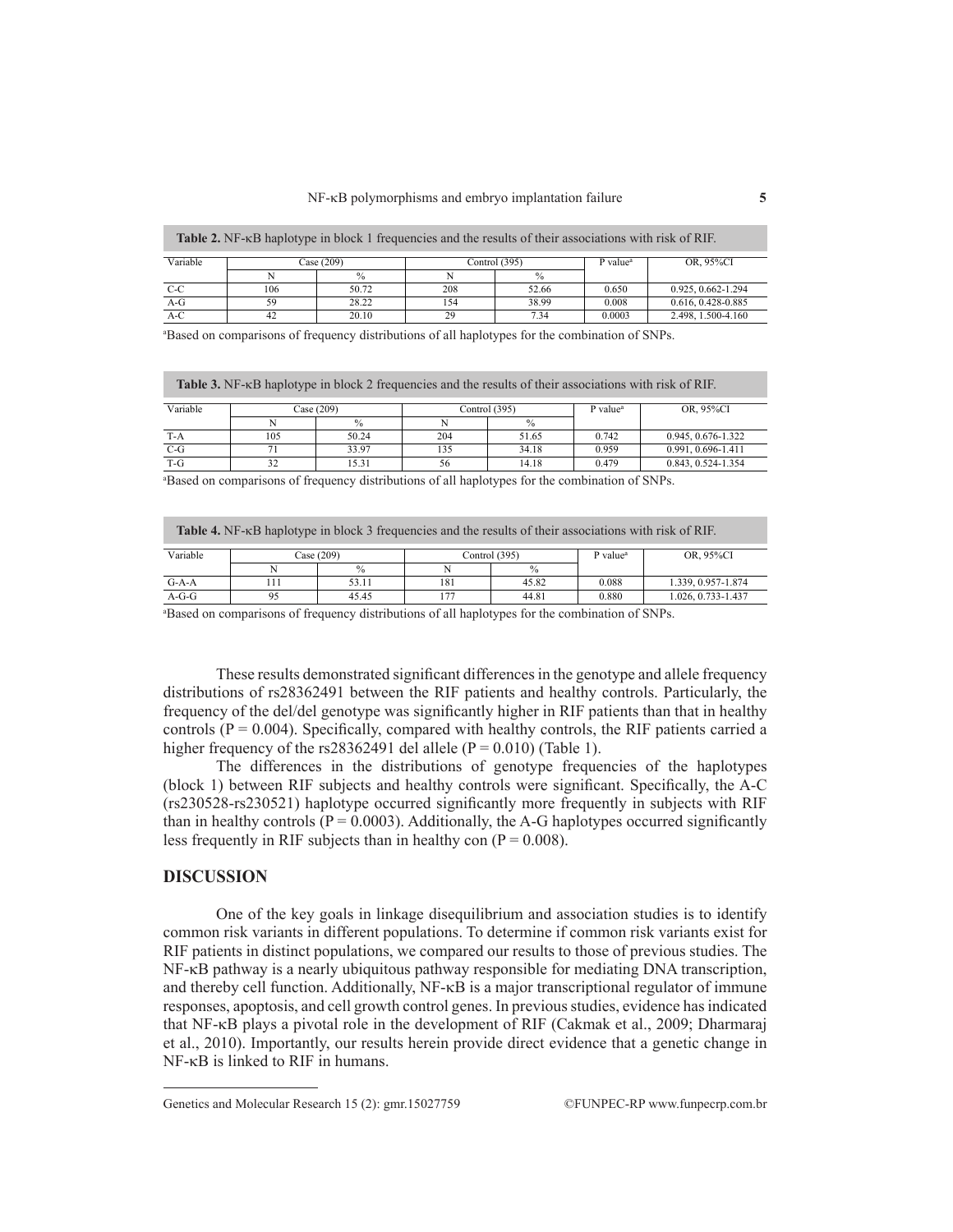**Table 2.** NF-κB haplotype in block 1 frequencies and the results of their associations with risk of RIF.

| Variable | Case (209) | | Control (395) | | P value[a] | OR, 95%CI |
|---|---|---|---|---|---|---|
| | N | % | N | % | | |
| C-C | 106 | 50.72 | 208 | 52.66 | 0.650 | 0.925, 0.662-1.294 |
| A-G | 59 | 28.22 | 154 | 38.99 | 0.008 | 0.616, 0.428-0.885 |
| A-C | 42 | 20.10 | 29 | 7.34 | 0.0003 | 2.498, 1.500-4.160 |

[a]Based on comparisons of frequency distributions of all haplotypes for the combination of SNPs.

**Table 3.** NF-κB haplotype in block 2 frequencies and the results of their associations with risk of RIF.

| Variable | Case (209) | | Control (395) | | P value[a] | OR, 95%CI |
|---|---|---|---|---|---|---|
| | N | % | N | % | | |
| T-A | 105 | 50.24 | 204 | 51.65 | 0.742 | 0.945, 0.676-1.322 |
| C-G | 71 | 33.97 | 135 | 34.18 | 0.959 | 0.991, 0.696-1.411 |
| T-G | 32 | 15.31 | 56 | 14.18 | 0.479 | 0.843, 0.524-1.354 |

[a]Based on comparisons of frequency distributions of all haplotypes for the combination of SNPs.

**Table 4.** NF-κB haplotype in block 3 frequencies and the results of their associations with risk of RIF.

| Variable | Case (209) | | Control (395) | | P value[a] | OR, 95%CI |
|---|---|---|---|---|---|---|
| | N | % | N | % | | |
| G-A-A | 111 | 53.11 | 181 | 45.82 | 0.088 | 1.339, 0.957-1.874 |
| A-G-G | 95 | 45.45 | 177 | 44.81 | 0.880 | 1.026, 0.733-1.437 |

[a]Based on comparisons of frequency distributions of all haplotypes for the combination of SNPs.

These results demonstrated significant differences in the genotype and allele frequency distributions of rs28362491 between the RIF patients and healthy controls. Particularly, the frequency of the del/del genotype was significantly higher in RIF patients than that in healthy controls ($P = 0.004$). Specifically, compared with healthy controls, the RIF patients carried a higher frequency of the rs28362491 del allele ($P = 0.010$) (Table 1).

The differences in the distributions of genotype frequencies of the haplotypes (block 1) between RIF subjects and healthy controls were significant. Specifically, the A-C (rs230528-rs230521) haplotype occurred significantly more frequently in subjects with RIF than in healthy controls ($P = 0.0003$). Additionally, the A-G haplotypes occurred significantly less frequently in RIF subjects than in healthy con ($P = 0.008$).

## DISCUSSION

One of the key goals in linkage disequilibrium and association studies is to identify common risk variants in different populations. To determine if common risk variants exist for RIF patients in distinct populations, we compared our results to those of previous studies. The NF-κB pathway is a nearly ubiquitous pathway responsible for mediating DNA transcription, and thereby cell function. Additionally, NF-κB is a major transcriptional regulator of immune responses, apoptosis, and cell growth control genes. In previous studies, evidence has indicated that NF-κB plays a pivotal role in the development of RIF (Cakmak et al., 2009; Dharmaraj et al., 2010). Importantly, our results herein provide direct evidence that a genetic change in NF-κB is linked to RIF in humans.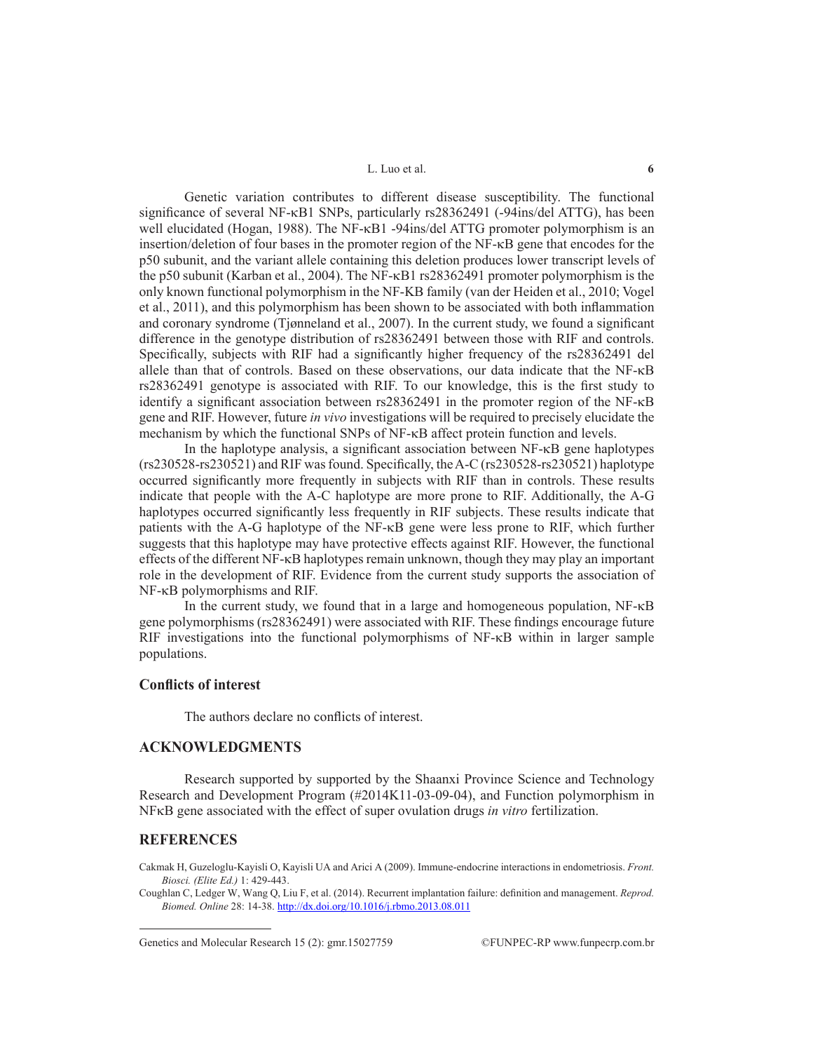Genetic variation contributes to different disease susceptibility. The functional significance of several NF-κB1 SNPs, particularly rs28362491 (-94ins/del ATTG), has been well elucidated (Hogan, 1988). The NF-κB1 -94ins/del ATTG promoter polymorphism is an insertion/deletion of four bases in the promoter region of the NF-κB gene that encodes for the p50 subunit, and the variant allele containing this deletion produces lower transcript levels of the p50 subunit (Karban et al., 2004). The NF-κB1 rs28362491 promoter polymorphism is the only known functional polymorphism in the NF-KB family (van der Heiden et al., 2010; Vogel et al., 2011), and this polymorphism has been shown to be associated with both inflammation and coronary syndrome (Tjønneland et al., 2007). In the current study, we found a significant difference in the genotype distribution of rs28362491 between those with RIF and controls. Specifically, subjects with RIF had a significantly higher frequency of the rs28362491 del allele than that of controls. Based on these observations, our data indicate that the NF-κB rs28362491 genotype is associated with RIF. To our knowledge, this is the first study to identify a significant association between rs28362491 in the promoter region of the NF-κB gene and RIF. However, future *in vivo* investigations will be required to precisely elucidate the mechanism by which the functional SNPs of NF-κB affect protein function and levels.

In the haplotype analysis, a significant association between NF-κB gene haplotypes (rs230528-rs230521) and RIF was found. Specifically, the A-C (rs230528-rs230521) haplotype occurred significantly more frequently in subjects with RIF than in controls. These results indicate that people with the A-C haplotype are more prone to RIF. Additionally, the A-G haplotypes occurred significantly less frequently in RIF subjects. These results indicate that patients with the A-G haplotype of the NF-κB gene were less prone to RIF, which further suggests that this haplotype may have protective effects against RIF. However, the functional effects of the different NF-κB haplotypes remain unknown, though they may play an important role in the development of RIF. Evidence from the current study supports the association of NF-κB polymorphisms and RIF.

In the current study, we found that in a large and homogeneous population, NF-κB gene polymorphisms (rs28362491) were associated with RIF. These findings encourage future RIF investigations into the functional polymorphisms of NF-κB within in larger sample populations.

### Conflicts of interest

The authors declare no conflicts of interest.

## ACKNOWLEDGMENTS

Research supported by supported by the Shaanxi Province Science and Technology Research and Development Program (#2014K11-03-09-04), and Function polymorphism in NFκB gene associated with the effect of super ovulation drugs *in vitro* fertilization.

## REFERENCES

Cakmak H, Guzeloglu-Kayisli O, Kayisli UA and Arici A (2009). Immune-endocrine interactions in endometriosis. *Front. Biosci. (Elite Ed.)* 1: 429-443.

Coughlan C, Ledger W, Wang Q, Liu F, et al. (2014). Recurrent implantation failure: definition and management. *Reprod. Biomed. Online* 28: 14-38. http://dx.doi.org/10.1016/j.rbmo.2013.08.011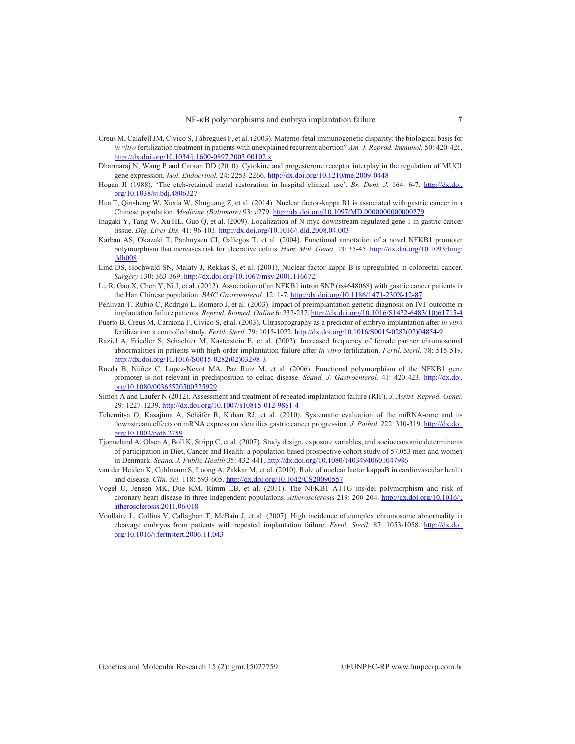Creus M, Calafell JM, Cívico S, Fábregues F, et al. (2003). Materno-fetal immunogenetic disparity: the biological basis for *in vitro* fertilization treatment in patients with unexplained recurrent abortion? *Am. J. Reprod. Immunol.* 50: 420-426. http://dx.doi.org/10.1034/j.1600-0897.2003.00102.x

Dharmaraj N, Wang P and Carson DD (2010). Cytokine and progesterone receptor interplay in the regulation of MUC1 gene expression. *Mol. Endocrinol.* 24: 2253-2266. http://dx.doi.org/10.1210/me.2009-0448

Hogan JI (1988). 'The etch-retained metal restoration in hospital clinical use'. *Br. Dent. J.* 164: 6-7. http://dx.doi.org/10.1038/sj.bdj.4806327

Hua T, Qinsheng W, Xuxia W, Shuguang Z, et al. (2014). Nuclear factor-kappa B1 is associated with gastric cancer in a Chinese population. *Medicine (Baltimore)* 93: e279. http://dx.doi.org/10.1097/MD.0000000000000279

Inagaki Y, Tang W, Xu HL, Guo Q, et al. (2009). Localization of N-myc downstream-regulated gene 1 in gastric cancer tissue. *Dig. Liver Dis.* 41: 96-103. http://dx.doi.org/10.1016/j.dld.2008.04.003

Karban AS, Okazaki T, Panhuysen CI, Gallegos T, et al. (2004). Functional annotation of a novel NFKB1 promoter polymorphism that increases risk for ulcerative colitis. *Hum. Mol. Genet.* 13: 35-45. http://dx.doi.org/10.1093/hmg/ddh008

Lind DS, Hochwald SN, Malaty J, Rekkas S, et al. (2001). Nuclear factor-kappa B is upregulated in colorectal cancer. *Surgery* 130: 363-369. http://dx.doi.org/10.1067/msy.2001.116672

Lu R, Gao X, Chen Y, Ni J, et al. (2012). Association of an NFKB1 intron SNP (rs4648068) with gastric cancer patients in the Han Chinese population. *BMC Gastroenterol.* 12: 1-7. http://dx.doi.org/10.1186/1471-230X-12-87

Pehlivan T, Rubio C, Rodrigo L, Romero J, et al. (2003). Impact of preimplantation genetic diagnosis on IVF outcome in implantation failure patients. *Reprod. Biomed. Online* 6: 232-237. http://dx.doi.org/10.1016/S1472-6483(10)61715-4

Puerto B, Creus M, Carmona F, Civico S, et al. (2003). Ultrasonography as a predictor of embryo implantation after *in vitro* fertilization: a controlled study. *Fertil. Steril.* 79: 1015-1022. http://dx.doi.org/10.1016/S0015-0282(02)04854-9

Raziel A, Friedler S, Schachter M, Kasterstein E, et al. (2002). Increased frequency of female partner chromosomal abnormalities in patients with high-order implantation failure after *in vitro* fertilization. *Fertil. Steril.* 78: 515-519. http://dx.doi.org/10.1016/S0015-0282(02)03298-3

Rueda B, Núñez C, López-Nevot MA, Paz Ruiz M, et al. (2006). Functional polymorphism of the NFKB1 gene promoter is not relevant in predisposition to celiac disease. *Scand. J. Gastroenterol.* 41: 420-423. http://dx.doi.org/10.1080/00365520500325929

Simon A and Laufer N (2012). Assessment and treatment of repeated implantation failure (RIF). *J. Assist. Reprod. Genet.* 29: 1227-1239. http://dx.doi.org/10.1007/s10815-012-9861-4

Tchernitsa O, Kasajima A, Schäfer R, Kuban RJ, et al. (2010). Systematic evaluation of the miRNA-ome and its downstream effects on mRNA expression identifies gastric cancer progression. *J. Pathol.* 222: 310-319. http://dx.doi.org/10.1002/path.2759

Tjønneland A, Olsen A, Boll K, Stripp C, et al. (2007). Study design, exposure variables, and socioeconomic determinants of participation in Diet, Cancer and Health: a population-based prospective cohort study of 57,053 men and women in Denmark. *Scand. J. Public Health* 35: 432-441. http://dx.doi.org/10.1080/14034940601047986

van der Heiden K, Cuhlmann S, Luong A, Zakkar M, et al. (2010). Role of nuclear factor kappaB in cardiovascular health and disease. *Clin. Sci.* 118: 593-605. http://dx.doi.org/10.1042/CS20090557

Vogel U, Jensen MK, Due KM, Rimm EB, et al. (2011). The NFKB1 ATTG ins/del polymorphism and risk of coronary heart disease in three independent populations. *Atherosclerosis* 219: 200-204. http://dx.doi.org/10.1016/j.atherosclerosis.2011.06.018

Voullaire L, Collins V, Callaghan T, McBain J, et al. (2007). High incidence of complex chromosome abnormality in cleavage embryos from patients with repeated implantation failure. *Fertil. Steril.* 87: 1053-1058. http://dx.doi.org/10.1016/j.fertnstert.2006.11.043